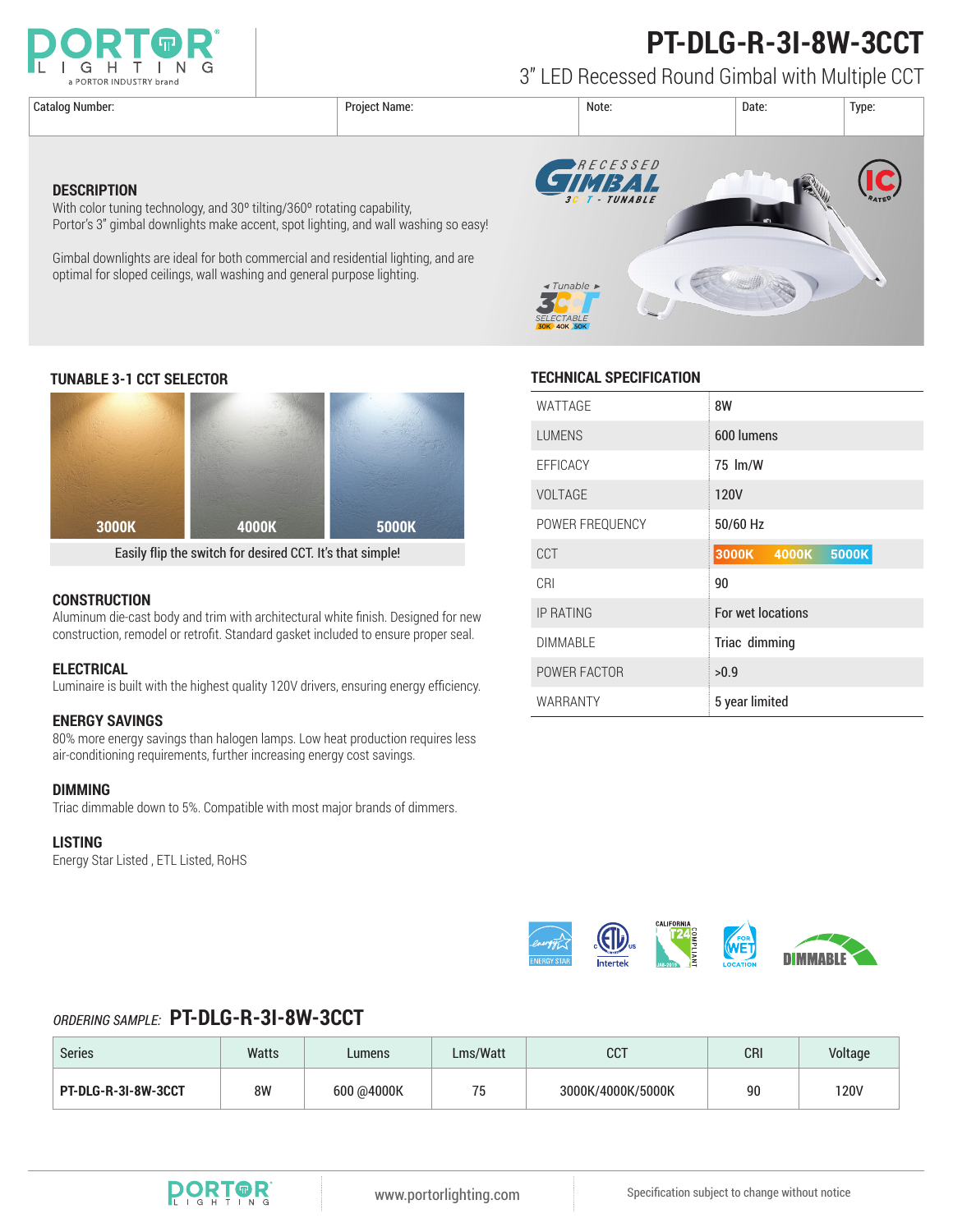# PT-DLG-R-3I-8W-3CCT

3" LED Recessed Round Gimbal with Multiple CCT

| Catalog Number: | Project Name: | Note: | Date: | Type: |
|---|---|---|---|---|
| | | | | |

## DESCRIPTION

With color tuning technology, and 30º tilting/360º rotating capability, Portor's 3" gimbal downlights make accent, spot lighting, and wall washing so easy!

Gimbal downlights are ideal for both commercial and residential lighting, and are optimal for sloped ceilings, wall washing and general purpose lighting.

## TUNABLE 3-1 CCT SELECTOR

3000K 4000K 5000K

Easily flip the switch for desired CCT. It's that simple!

## CONSTRUCTION

Aluminum die-cast body and trim with architectural white finish. Designed for new construction, remodel or retrofit. Standard gasket included to ensure proper seal.

## ELECTRICAL

Luminaire is built with the highest quality 120V drivers, ensuring energy efficiency.

## ENERGY SAVINGS

80% more energy savings than halogen lamps. Low heat production requires less air-conditioning requirements, further increasing energy cost savings.

## DIMMING

Triac dimmable down to 5%. Compatible with most major brands of dimmers.

## LISTING

Energy Star Listed , ETL Listed, RoHS

## TECHNICAL SPECIFICATION

| | |
|---|---|
| WATTAGE | 8W |
| LUMENS | 600 lumens |
| EFFICACY | 75 lm/W |
| VOLTAGE | 120V |
| POWER FREQUENCY | 50/60 Hz |
| CCT | 3000K 4000K 5000K |
| CRI | 90 |
| IP RATING | For wet locations |
| DIMMABLE | Triac dimming |
| POWER FACTOR | >0.9 |
| WARRANTY | 5 year limited |

*ORDERING SAMPLE:* **PT-DLG-R-3I-8W-3CCT**

| Series | Watts | Lumens | Lms/Watt | CCT | CRI | Voltage |
|---|---|---|---|---|---|---|
| **PT-DLG-R-3I-8W-3CCT** | 8W | 600 @4000K | 75 | 3000K/4000K/5000K | 90 | 120V |

www.portorlighting.com

Specification subject to change without notice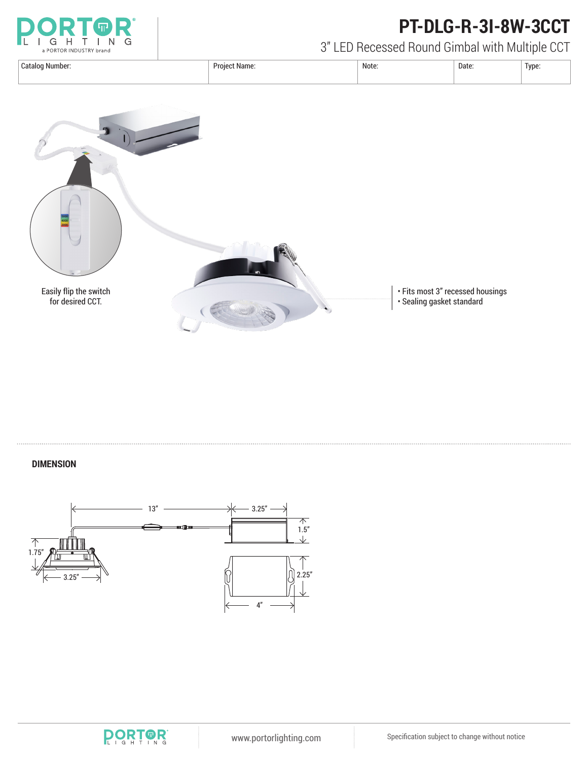# PT-DLG-R-3I-8W-3CCT

3" LED Recessed Round Gimbal with Multiple CCT

| Catalog Number: | Project Name: | Note: | Date: | Type: |
|---|---|---|---|---|
| | | | | |

Easily flip the switch for desired CCT.

- Fits most 3" recessed housings
- Sealing gasket standard

## DIMENSION

13"

3.25"

1.5"

1.75"

3.25"

2.25"

4"

www.portorlighting.com

Specification subject to change without notice